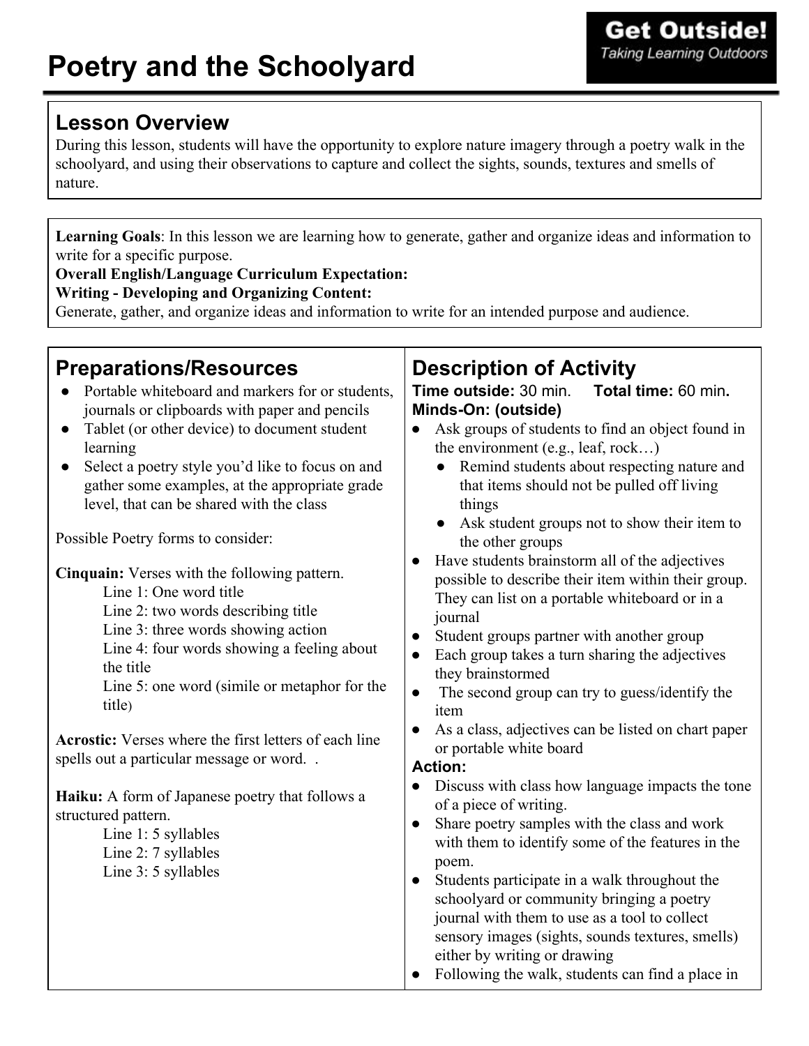# Poetry and the Schoolyard

**Get Outside!**
*Taking Learning Outdoors*

## Lesson Overview

During this lesson, students will have the opportunity to explore nature imagery through a poetry walk in the schoolyard, and using their observations to capture and collect the sights, sounds, textures and smells of nature.

**Learning Goals**: In this lesson we are learning how to generate, gather and organize ideas and information to write for a specific purpose.
**Overall English/Language Curriculum Expectation:**
**Writing - Developing and Organizing Content:**
Generate, gather, and organize ideas and information to write for an intended purpose and audience.

## Preparations/Resources

- Portable whiteboard and markers for or students, journals or clipboards with paper and pencils
- Tablet (or other device) to document student learning
- Select a poetry style you'd like to focus on and gather some examples, at the appropriate grade level, that can be shared with the class

Possible Poetry forms to consider:

**Cinquain:** Verses with the following pattern.
Line 1: One word title
Line 2: two words describing title
Line 3: three words showing action
Line 4: four words showing a feeling about the title
Line 5: one word (simile or metaphor for the title)

**Acrostic:** Verses where the first letters of each line spells out a particular message or word. .

**Haiku:** A form of Japanese poetry that follows a structured pattern.
Line 1: 5 syllables
Line 2: 7 syllables
Line 3: 5 syllables

## Description of Activity

**Time outside:** 30 min. **Total time:** 60 min.

**Minds-On: (outside)**

- Ask groups of students to find an object found in the environment (e.g., leaf, rock…)
  - Remind students about respecting nature and that items should not be pulled off living things
  - Ask student groups not to show their item to the other groups
- Have students brainstorm all of the adjectives possible to describe their item within their group. They can list on a portable whiteboard or in a journal
- Student groups partner with another group
- Each group takes a turn sharing the adjectives they brainstormed
- The second group can try to guess/identify the item
- As a class, adjectives can be listed on chart paper or portable white board

**Action:**

- Discuss with class how language impacts the tone of a piece of writing.
- Share poetry samples with the class and work with them to identify some of the features in the poem.
- Students participate in a walk throughout the schoolyard or community bringing a poetry journal with them to use as a tool to collect sensory images (sights, sounds textures, smells) either by writing or drawing
- Following the walk, students can find a place in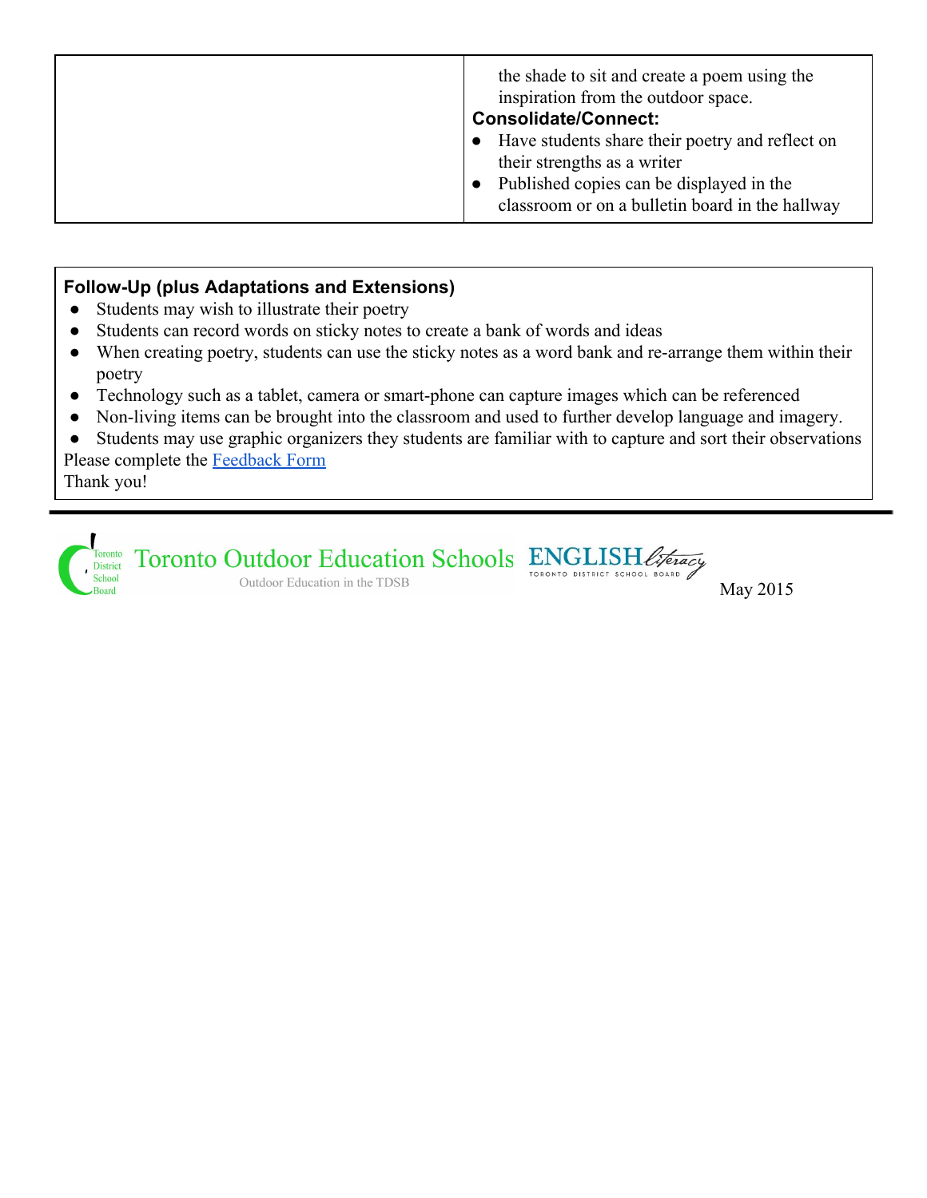| | |
|---|---|
| | the shade to sit and create a poem using the inspiration from the outdoor space.<br>**Consolidate/Connect:**<br>• Have students share their poetry and reflect on their strengths as a writer<br>• Published copies can be displayed in the classroom or on a bulletin board in the hallway |

**Follow-Up (plus Adaptations and Extensions)**

- Students may wish to illustrate their poetry
- Students can record words on sticky notes to create a bank of words and ideas
- When creating poetry, students can use the sticky notes as a word bank and re-arrange them within their poetry
- Technology such as a tablet, camera or smart-phone can capture images which can be referenced
- Non-living items can be brought into the classroom and used to further develop language and imagery.
- Students may use graphic organizers they students are familiar with to capture and sort their observations

Please complete the Feedback Form

Thank you!

Toronto District School Board — Toronto Outdoor Education Schools — Outdoor Education in the TDSB — ENGLISH literacy — TORONTO DISTRICT SCHOOL BOARD

May 2015